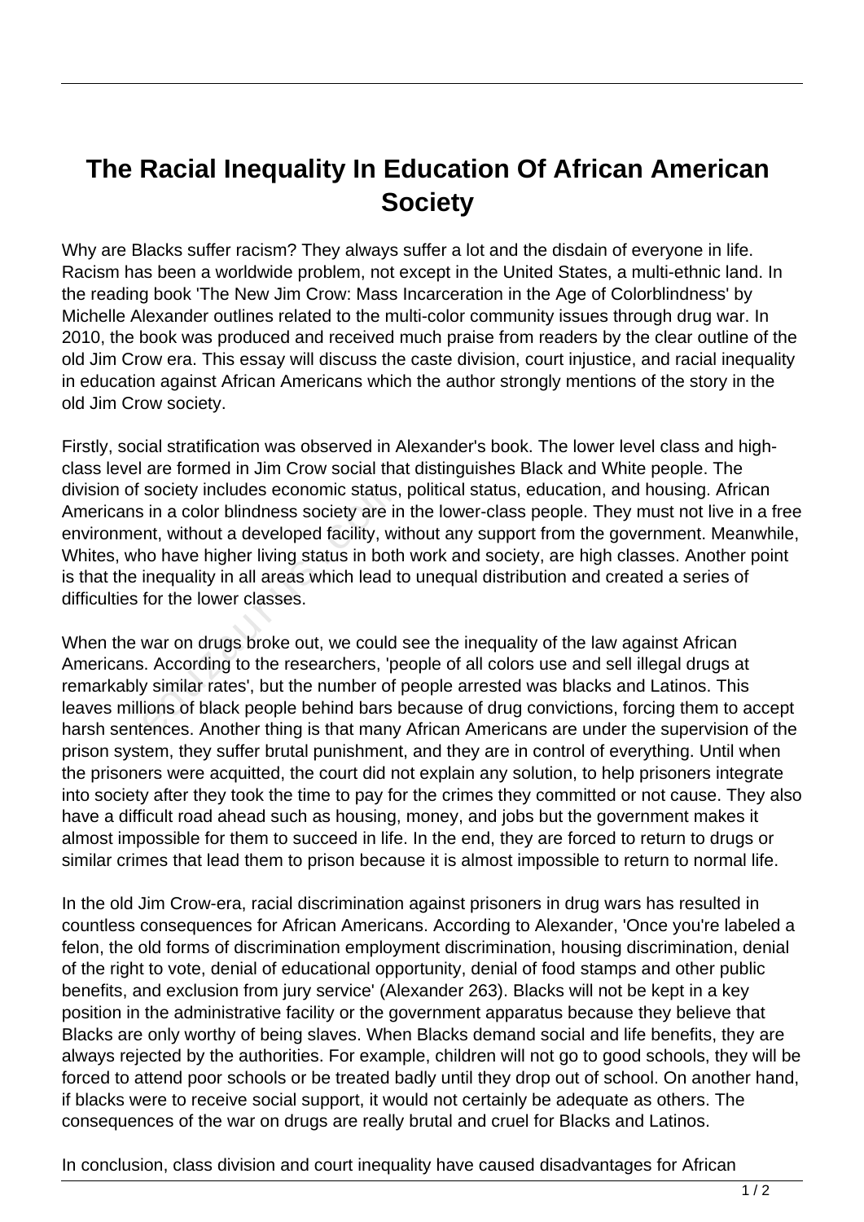# The Racial Inequality In Education Of African American Society

Why are Blacks suffer racism? They always suffer a lot and the disdain of everyone in life. Racism has been a worldwide problem, not except in the United States, a multi-ethnic land. In the reading book 'The New Jim Crow: Mass Incarceration in the Age of Colorblindness' by Michelle Alexander outlines related to the multi-color community issues through drug war. In 2010, the book was produced and received much praise from readers by the clear outline of the old Jim Crow era. This essay will discuss the caste division, court injustice, and racial inequality in education against African Americans which the author strongly mentions of the story in the old Jim Crow society.

Firstly, social stratification was observed in Alexander's book. The lower level class and high-class level are formed in Jim Crow social that distinguishes Black and White people. The division of society includes economic status, political status, education, and housing. African Americans in a color blindness society are in the lower-class people. They must not live in a free environment, without a developed facility, without any support from the government. Meanwhile, Whites, who have higher living status in both work and society, are high classes. Another point is that the inequality in all areas which lead to unequal distribution and created a series of difficulties for the lower classes.

When the war on drugs broke out, we could see the inequality of the law against African Americans. According to the researchers, 'people of all colors use and sell illegal drugs at remarkably similar rates', but the number of people arrested was blacks and Latinos. This leaves millions of black people behind bars because of drug convictions, forcing them to accept harsh sentences. Another thing is that many African Americans are under the supervision of the prison system, they suffer brutal punishment, and they are in control of everything. Until when the prisoners were acquitted, the court did not explain any solution, to help prisoners integrate into society after they took the time to pay for the crimes they committed or not cause. They also have a difficult road ahead such as housing, money, and jobs but the government makes it almost impossible for them to succeed in life. In the end, they are forced to return to drugs or similar crimes that lead them to prison because it is almost impossible to return to normal life.

In the old Jim Crow-era, racial discrimination against prisoners in drug wars has resulted in countless consequences for African Americans. According to Alexander, 'Once you're labeled a felon, the old forms of discrimination employment discrimination, housing discrimination, denial of the right to vote, denial of educational opportunity, denial of food stamps and other public benefits, and exclusion from jury service' (Alexander 263). Blacks will not be kept in a key position in the administrative facility or the government apparatus because they believe that Blacks are only worthy of being slaves. When Blacks demand social and life benefits, they are always rejected by the authorities. For example, children will not go to good schools, they will be forced to attend poor schools or be treated badly until they drop out of school. On another hand, if blacks were to receive social support, it would not certainly be adequate as others. The consequences of the war on drugs are really brutal and cruel for Blacks and Latinos.

In conclusion, class division and court inequality have caused disadvantages for African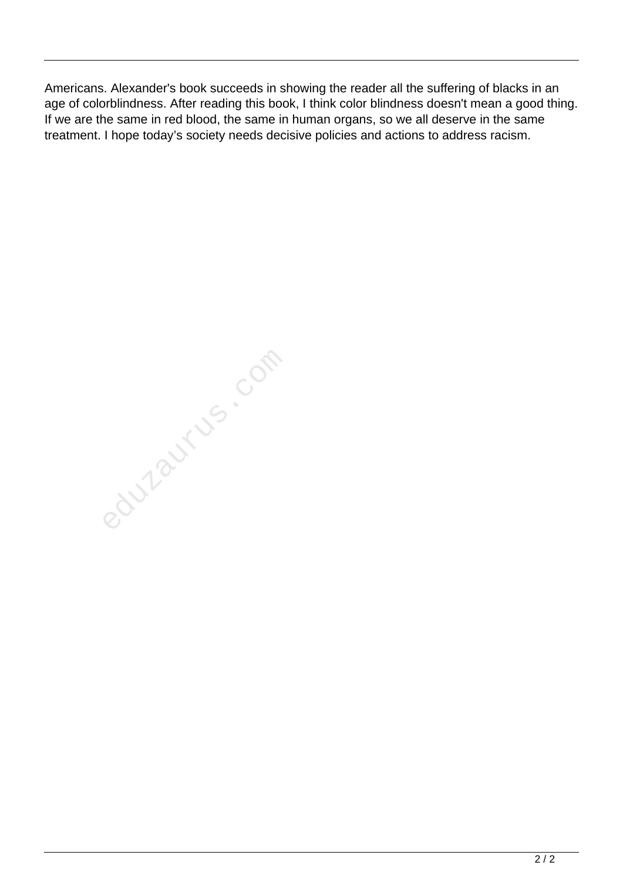Americans. Alexander's book succeeds in showing the reader all the suffering of blacks in an age of colorblindness. After reading this book, I think color blindness doesn't mean a good thing. If we are the same in red blood, the same in human organs, so we all deserve in the same treatment. I hope today's society needs decisive policies and actions to address racism.